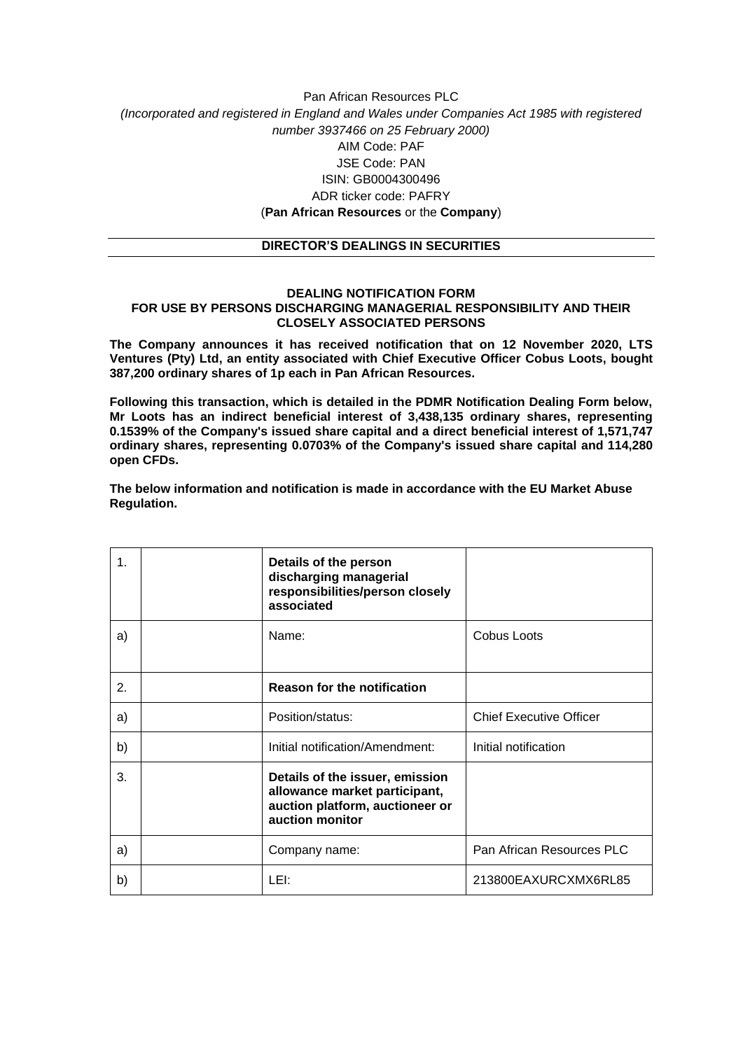Pan African Resources PLC

*(Incorporated and registered in England and Wales under Companies Act 1985 with registered number 3937466 on 25 February 2000)*

AIM Code: PAF

JSE Code: PAN

ISIN: GB0004300496

ADR ticker code: PAFRY

(**Pan African Resources** or the **Company**)

## DIRECTOR'S DEALINGS IN SECURITIES

### DEALING NOTIFICATION FORM
### FOR USE BY PERSONS DISCHARGING MANAGERIAL RESPONSIBILITY AND THEIR CLOSELY ASSOCIATED PERSONS

**The Company announces it has received notification that on 12 November 2020, LTS Ventures (Pty) Ltd, an entity associated with Chief Executive Officer Cobus Loots, bought 387,200 ordinary shares of 1p each in Pan African Resources.**

**Following this transaction, which is detailed in the PDMR Notification Dealing Form below, Mr Loots has an indirect beneficial interest of 3,438,135 ordinary shares, representing 0.1539% of the Company's issued share capital and a direct beneficial interest of 1,571,747 ordinary shares, representing 0.0703% of the Company's issued share capital and 114,280 open CFDs.**

**The below information and notification is made in accordance with the EU Market Abuse Regulation.**

| | | | |
|---|---|---|---|
| 1. | | **Details of the person discharging managerial responsibilities/person closely associated** | |
| a) | | Name: | Cobus Loots |
| 2. | | **Reason for the notification** | |
| a) | | Position/status: | Chief Executive Officer |
| b) | | Initial notification/Amendment: | Initial notification |
| 3. | | **Details of the issuer, emission allowance market participant, auction platform, auctioneer or auction monitor** | |
| a) | | Company name: | Pan African Resources PLC |
| b) | | LEI: | 213800EAXURCXMX6RL85 |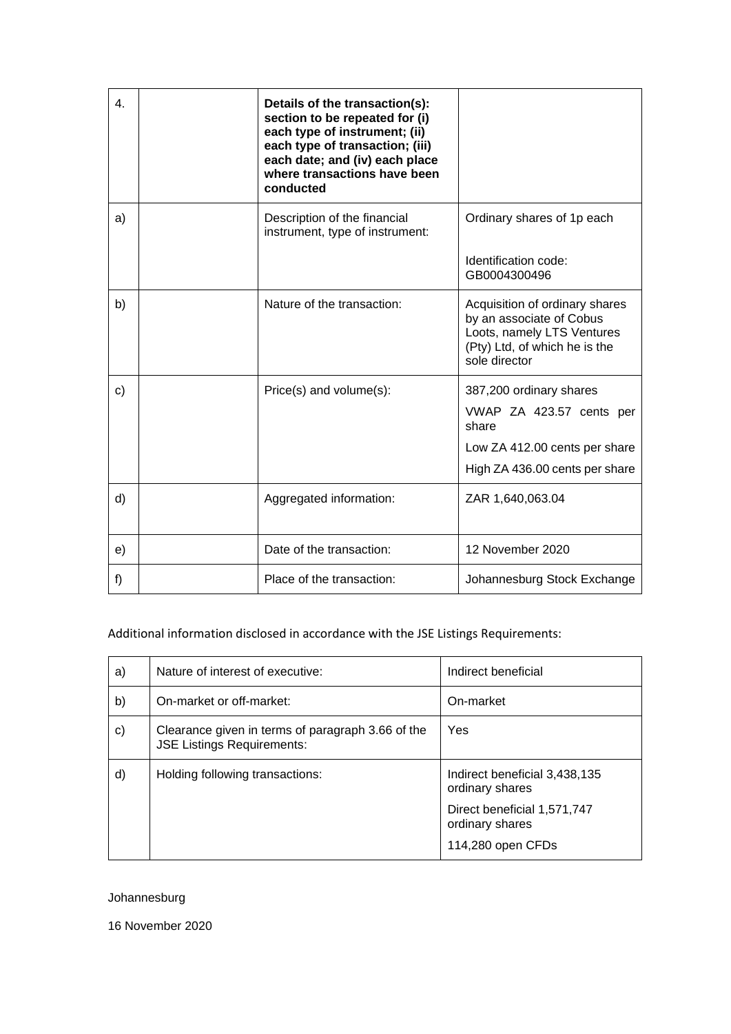| 4. | | **Details of the transaction(s): section to be repeated for (i) each type of instrument; (ii) each type of transaction; (iii) each date; and (iv) each place where transactions have been conducted** | |
|---|---|---|---|
| a) | | Description of the financial instrument, type of instrument: | Ordinary shares of 1p each<br><br>Identification code: GB0004300496 |
| b) | | Nature of the transaction: | Acquisition of ordinary shares by an associate of Cobus Loots, namely LTS Ventures (Pty) Ltd, of which he is the sole director |
| c) | | Price(s) and volume(s): | 387,200 ordinary shares<br>VWAP ZA 423.57 cents per share<br>Low ZA 412.00 cents per share<br>High ZA 436.00 cents per share |
| d) | | Aggregated information: | ZAR 1,640,063.04 |
| e) | | Date of the transaction: | 12 November 2020 |
| f) | | Place of the transaction: | Johannesburg Stock Exchange |

Additional information disclosed in accordance with the JSE Listings Requirements:

| a) | Nature of interest of executive: | Indirect beneficial |
|---|---|---|
| b) | On-market or off-market: | On-market |
| c) | Clearance given in terms of paragraph 3.66 of the JSE Listings Requirements: | Yes |
| d) | Holding following transactions: | Indirect beneficial 3,438,135 ordinary shares<br>Direct beneficial 1,571,747 ordinary shares<br>114,280 open CFDs |

Johannesburg

16 November 2020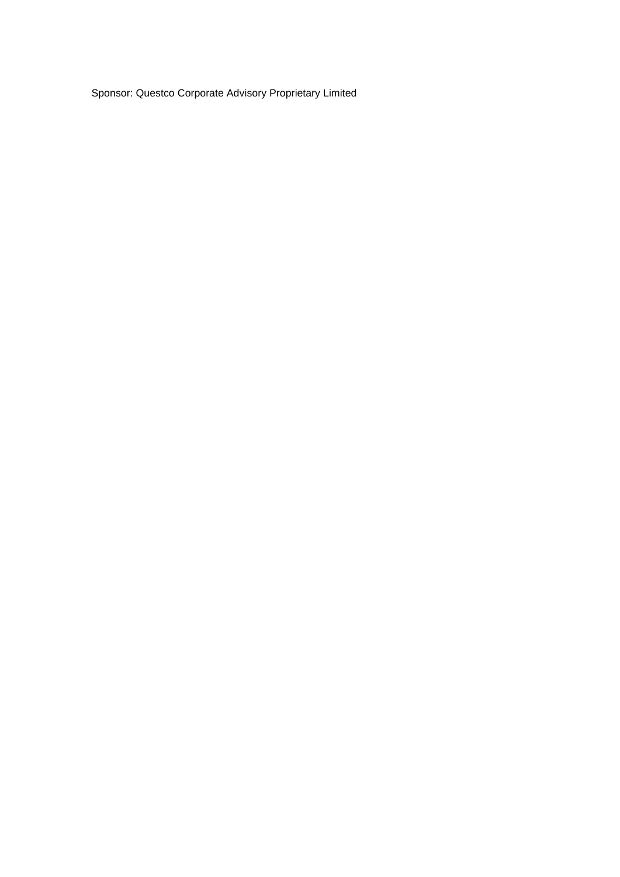Sponsor: Questco Corporate Advisory Proprietary Limited